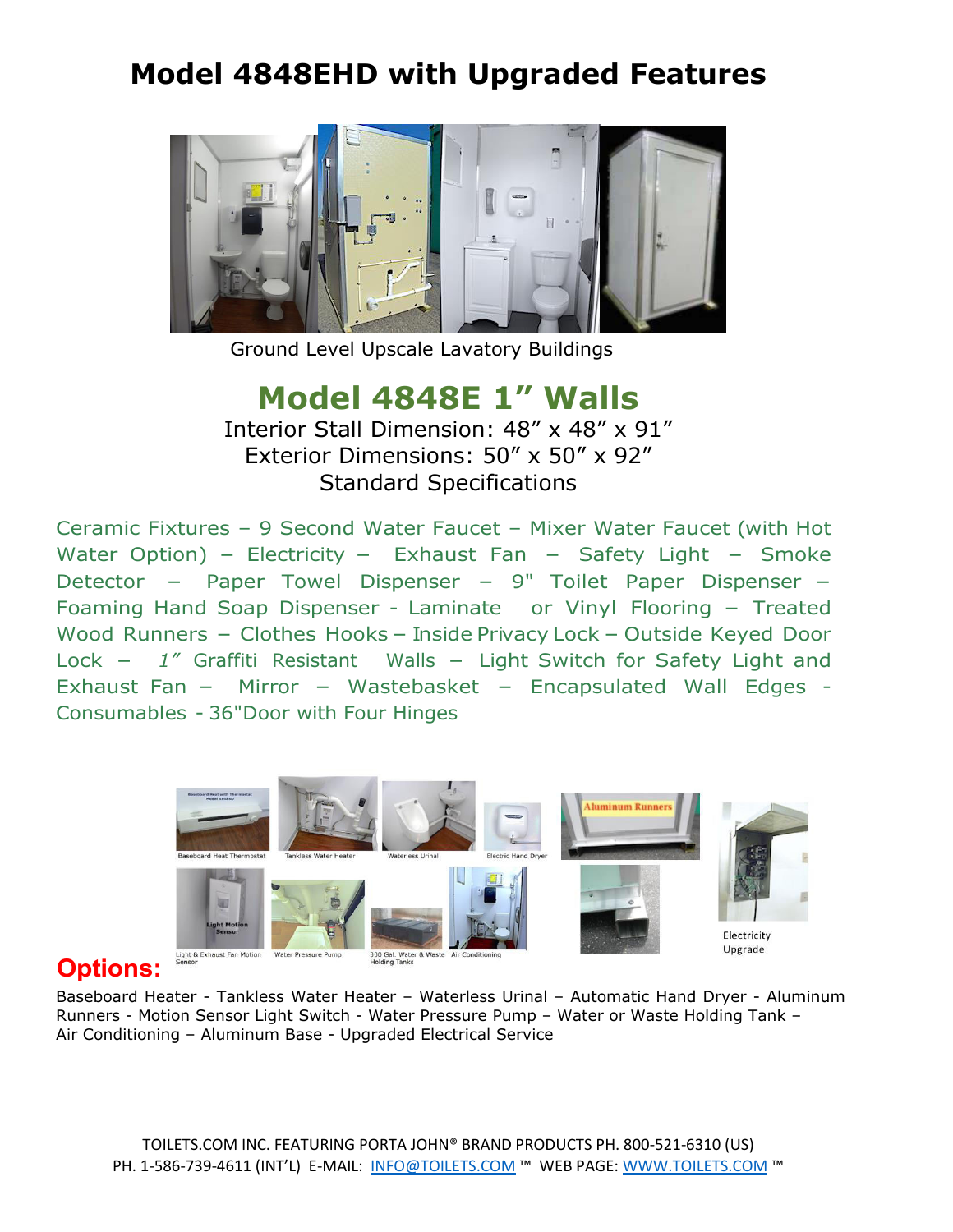# Model 4848EHD with Upgraded Features

Ground Level Upscale Lavatory Buildings

## Model 4848E 1” Walls

Interior Stall Dimension: 48” x 48” x 91”
Exterior Dimensions: 50” x 50” x 92”
Standard Specifications

Ceramic Fixtures – 9 Second Water Faucet – Mixer Water Faucet (with Hot Water Option) – Electricity – Exhaust Fan – Safety Light – Smoke Detector – Paper Towel Dispenser – 9" Toilet Paper Dispenser – Foaming Hand Soap Dispenser - Laminate or Vinyl Flooring – Treated Wood Runners – Clothes Hooks – Inside Privacy Lock – Outside Keyed Door Lock – *1”* Graffiti Resistant Walls – Light Switch for Safety Light and Exhaust Fan – Mirror – Wastebasket – Encapsulated Wall Edges - Consumables - 36"Door with Four Hinges

Baseboard Heat Thermostat — Tankless Water Heater — Waterless Urinal — Electric Hand Dryer — Aluminum Runners — Light & Exhaust Fan Motion Sensor — Water Pressure Pump — 300 Gal. Water & Waste Holding Tanks — Air Conditioning — Electricity Upgrade

## Options:

Baseboard Heater - Tankless Water Heater – Waterless Urinal – Automatic Hand Dryer - Aluminum Runners - Motion Sensor Light Switch - Water Pressure Pump – Water or Waste Holding Tank – Air Conditioning – Aluminum Base - Upgraded Electrical Service

TOILETS.COM INC. FEATURING PORTA JOHN® BRAND PRODUCTS PH. 800-521-6310 (US)
PH. 1-586-739-4611 (INT’L) E-MAIL: INFO@TOILETS.COM ™ WEB PAGE: WWW.TOILETS.COM ™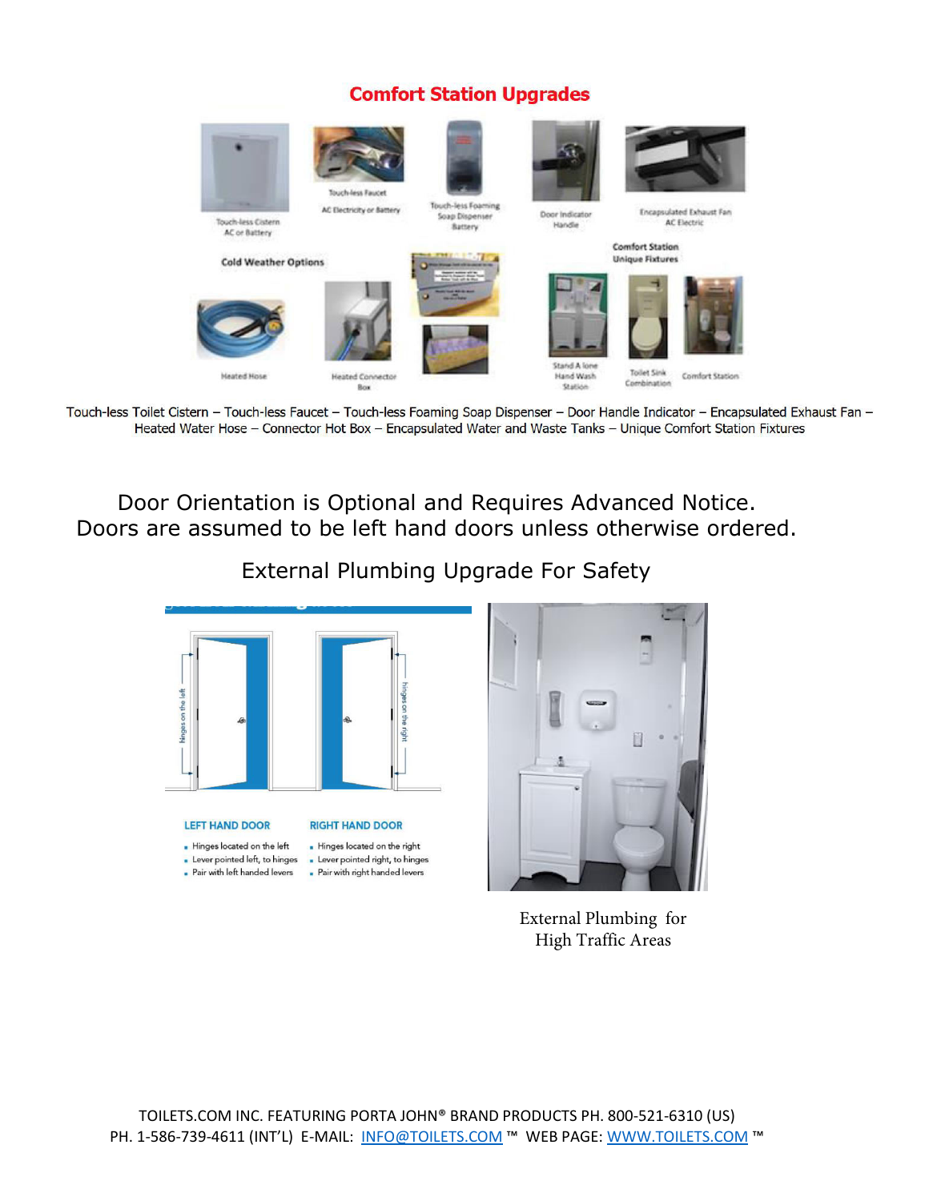## Comfort Station Upgrades

Touch-less Toilet Cistern – Touch-less Faucet – Touch-less Foaming Soap Dispenser – Door Handle Indicator – Encapsulated Exhaust Fan – Heated Water Hose – Connector Hot Box – Encapsulated Water and Waste Tanks – Unique Comfort Station Fixtures

Door Orientation is Optional and Requires Advanced Notice.
Doors are assumed to be left hand doors unless otherwise ordered.

External Plumbing Upgrade For Safety

External Plumbing for High Traffic Areas

TOILETS.COM INC. FEATURING PORTA JOHN® BRAND PRODUCTS PH. 800-521-6310 (US)
PH. 1-586-739-4611 (INT'L) E-MAIL: INFO@TOILETS.COM ™ WEB PAGE: WWW.TOILETS.COM ™